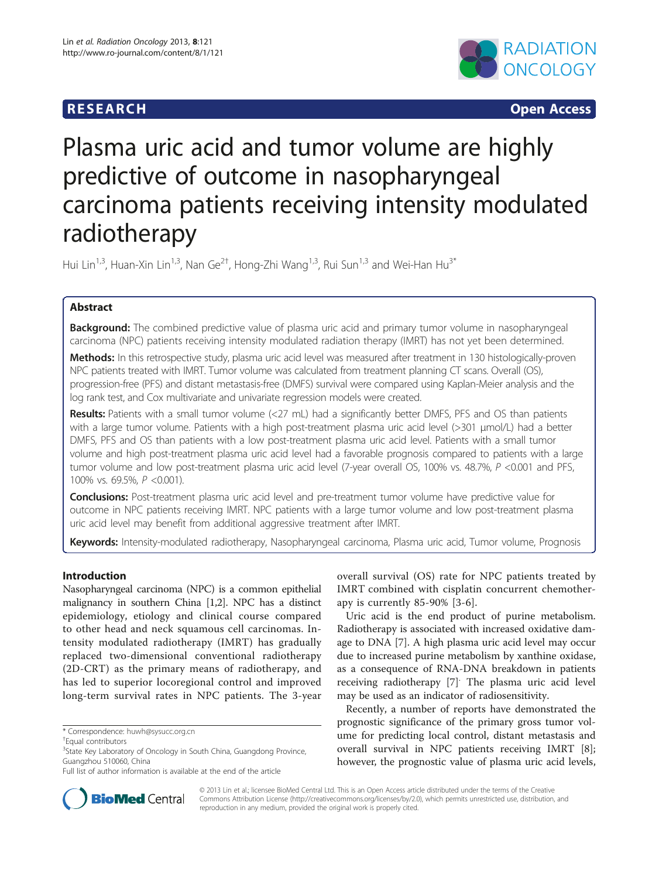**RESEARCH** **Open Access**

# Plasma uric acid and tumor volume are highly predictive of outcome in nasopharyngeal carcinoma patients receiving intensity modulated radiotherapy

Hui Lin[1,3], Huan-Xin Lin[1,3], Nan Ge[2†], Hong-Zhi Wang[1,3], Rui Sun[1,3] and Wei-Han Hu[3*]

## Abstract

**Background:** The combined predictive value of plasma uric acid and primary tumor volume in nasopharyngeal carcinoma (NPC) patients receiving intensity modulated radiation therapy (IMRT) has not yet been determined.

**Methods:** In this retrospective study, plasma uric acid level was measured after treatment in 130 histologically-proven NPC patients treated with IMRT. Tumor volume was calculated from treatment planning CT scans. Overall (OS), progression-free (PFS) and distant metastasis-free (DMFS) survival were compared using Kaplan-Meier analysis and the log rank test, and Cox multivariate and univariate regression models were created.

**Results:** Patients with a small tumor volume (<27 mL) had a significantly better DMFS, PFS and OS than patients with a large tumor volume. Patients with a high post-treatment plasma uric acid level (>301 μmol/L) had a better DMFS, PFS and OS than patients with a low post-treatment plasma uric acid level. Patients with a small tumor volume and high post-treatment plasma uric acid level had a favorable prognosis compared to patients with a large tumor volume and low post-treatment plasma uric acid level (7-year overall OS, 100% vs. 48.7%, $P$ <0.001 and PFS, 100% vs. 69.5%, $P$ <0.001).

**Conclusions:** Post-treatment plasma uric acid level and pre-treatment tumor volume have predictive value for outcome in NPC patients receiving IMRT. NPC patients with a large tumor volume and low post-treatment plasma uric acid level may benefit from additional aggressive treatment after IMRT.

**Keywords:** Intensity-modulated radiotherapy, Nasopharyngeal carcinoma, Plasma uric acid, Tumor volume, Prognosis

## Introduction

Nasopharyngeal carcinoma (NPC) is a common epithelial malignancy in southern China [1,2]. NPC has a distinct epidemiology, etiology and clinical course compared to other head and neck squamous cell carcinomas. Intensity modulated radiotherapy (IMRT) has gradually replaced two-dimensional conventional radiotherapy (2D-CRT) as the primary means of radiotherapy, and has led to superior locoregional control and improved long-term survival rates in NPC patients. The 3-year overall survival (OS) rate for NPC patients treated by IMRT combined with cisplatin concurrent chemotherapy is currently 85-90% [3-6].

Uric acid is the end product of purine metabolism. Radiotherapy is associated with increased oxidative damage to DNA [7]. A high plasma uric acid level may occur due to increased purine metabolism by xanthine oxidase, as a consequence of RNA-DNA breakdown in patients receiving radiotherapy [7]. The plasma uric acid level may be used as an indicator of radiosensitivity.

Recently, a number of reports have demonstrated the prognostic significance of the primary gross tumor volume for predicting local control, distant metastasis and overall survival in NPC patients receiving IMRT [8]; however, the prognostic value of plasma uric acid levels,

\* Correspondence: huwh@sysucc.org.cn
†Equal contributors
[3]State Key Laboratory of Oncology in South China, Guangdong Province, Guangzhou 510060, China
Full list of author information is available at the end of the article

© 2013 Lin et al.; licensee BioMed Central Ltd. This is an Open Access article distributed under the terms of the Creative Commons Attribution License (http://creativecommons.org/licenses/by/2.0), which permits unrestricted use, distribution, and reproduction in any medium, provided the original work is properly cited.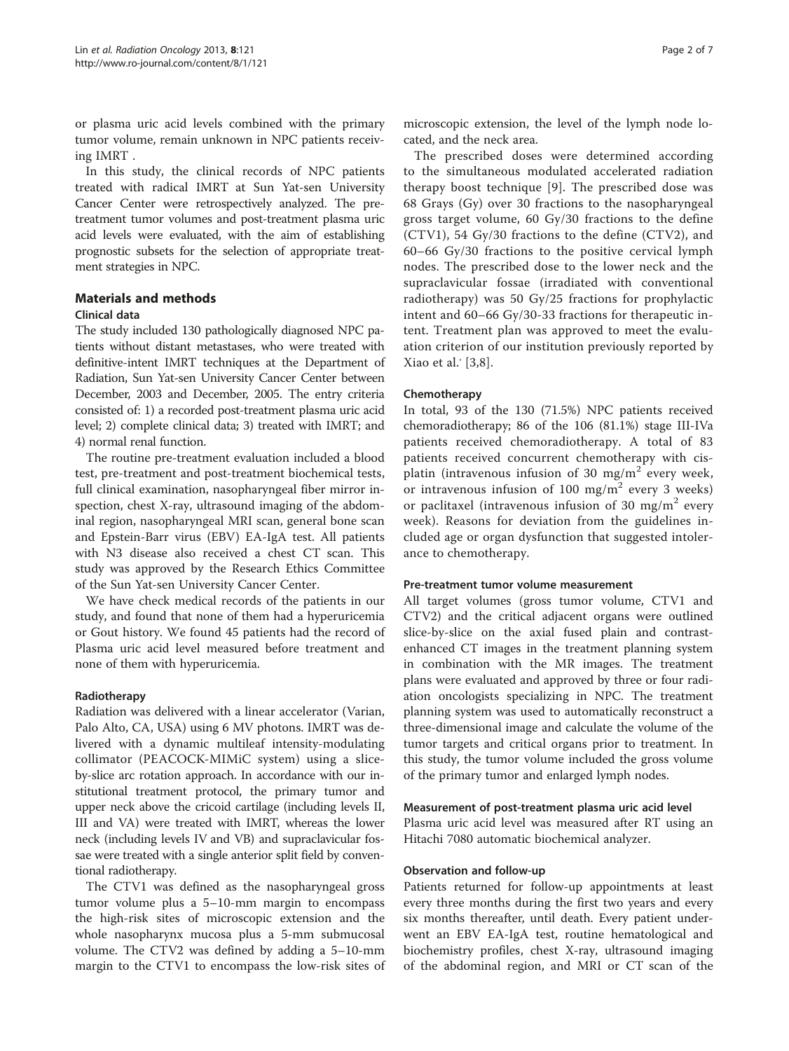or plasma uric acid levels combined with the primary tumor volume, remain unknown in NPC patients receiving IMRT .

In this study, the clinical records of NPC patients treated with radical IMRT at Sun Yat-sen University Cancer Center were retrospectively analyzed. The pre-treatment tumor volumes and post-treatment plasma uric acid levels were evaluated, with the aim of establishing prognostic subsets for the selection of appropriate treatment strategies in NPC.

## Materials and methods

### Clinical data

The study included 130 pathologically diagnosed NPC patients without distant metastases, who were treated with definitive-intent IMRT techniques at the Department of Radiation, Sun Yat-sen University Cancer Center between December, 2003 and December, 2005. The entry criteria consisted of: 1) a recorded post-treatment plasma uric acid level; 2) complete clinical data; 3) treated with IMRT; and 4) normal renal function.

The routine pre-treatment evaluation included a blood test, pre-treatment and post-treatment biochemical tests, full clinical examination, nasopharyngeal fiber mirror inspection, chest X-ray, ultrasound imaging of the abdominal region, nasopharyngeal MRI scan, general bone scan and Epstein-Barr virus (EBV) EA-IgA test. All patients with N3 disease also received a chest CT scan. This study was approved by the Research Ethics Committee of the Sun Yat-sen University Cancer Center.

We have check medical records of the patients in our study, and found that none of them had a hyperuricemia or Gout history. We found 45 patients had the record of Plasma uric acid level measured before treatment and none of them with hyperuricemia.

### Radiotherapy

Radiation was delivered with a linear accelerator (Varian, Palo Alto, CA, USA) using 6 MV photons. IMRT was delivered with a dynamic multileaf intensity-modulating collimator (PEACOCK-MIMiC system) using a slice-by-slice arc rotation approach. In accordance with our institutional treatment protocol, the primary tumor and upper neck above the cricoid cartilage (including levels II, III and VA) were treated with IMRT, whereas the lower neck (including levels IV and VB) and supraclavicular fossae were treated with a single anterior split field by conventional radiotherapy.

The CTV1 was defined as the nasopharyngeal gross tumor volume plus a 5–10-mm margin to encompass the high-risk sites of microscopic extension and the whole nasopharynx mucosa plus a 5-mm submucosal volume. The CTV2 was defined by adding a 5–10-mm margin to the CTV1 to encompass the low-risk sites of microscopic extension, the level of the lymph node located, and the neck area.

The prescribed doses were determined according to the simultaneous modulated accelerated radiation therapy boost technique [9]. The prescribed dose was 68 Grays (Gy) over 30 fractions to the nasopharyngeal gross target volume, 60 Gy/30 fractions to the define (CTV1), 54 Gy/30 fractions to the define (CTV2), and 60–66 Gy/30 fractions to the positive cervical lymph nodes. The prescribed dose to the lower neck and the supraclavicular fossae (irradiated with conventional radiotherapy) was 50 Gy/25 fractions for prophylactic intent and 60–66 Gy/30-33 fractions for therapeutic intent. Treatment plan was approved to meet the evaluation criterion of our institution previously reported by Xiao et al.' [3,8].

### Chemotherapy

In total, 93 of the 130 (71.5%) NPC patients received chemoradiotherapy; 86 of the 106 (81.1%) stage III-IVa patients received chemoradiotherapy. A total of 83 patients received concurrent chemotherapy with cisplatin (intravenous infusion of 30 $mg/m^2$ every week, or intravenous infusion of 100 $mg/m^2$ every 3 weeks) or paclitaxel (intravenous infusion of 30 $mg/m^2$ every week). Reasons for deviation from the guidelines included age or organ dysfunction that suggested intolerance to chemotherapy.

### Pre-treatment tumor volume measurement

All target volumes (gross tumor volume, CTV1 and CTV2) and the critical adjacent organs were outlined slice-by-slice on the axial fused plain and contrast-enhanced CT images in the treatment planning system in combination with the MR images. The treatment plans were evaluated and approved by three or four radiation oncologists specializing in NPC. The treatment planning system was used to automatically reconstruct a three-dimensional image and calculate the volume of the tumor targets and critical organs prior to treatment. In this study, the tumor volume included the gross volume of the primary tumor and enlarged lymph nodes.

### Measurement of post-treatment plasma uric acid level

Plasma uric acid level was measured after RT using an Hitachi 7080 automatic biochemical analyzer.

### Observation and follow-up

Patients returned for follow-up appointments at least every three months during the first two years and every six months thereafter, until death. Every patient underwent an EBV EA-IgA test, routine hematological and biochemistry profiles, chest X-ray, ultrasound imaging of the abdominal region, and MRI or CT scan of the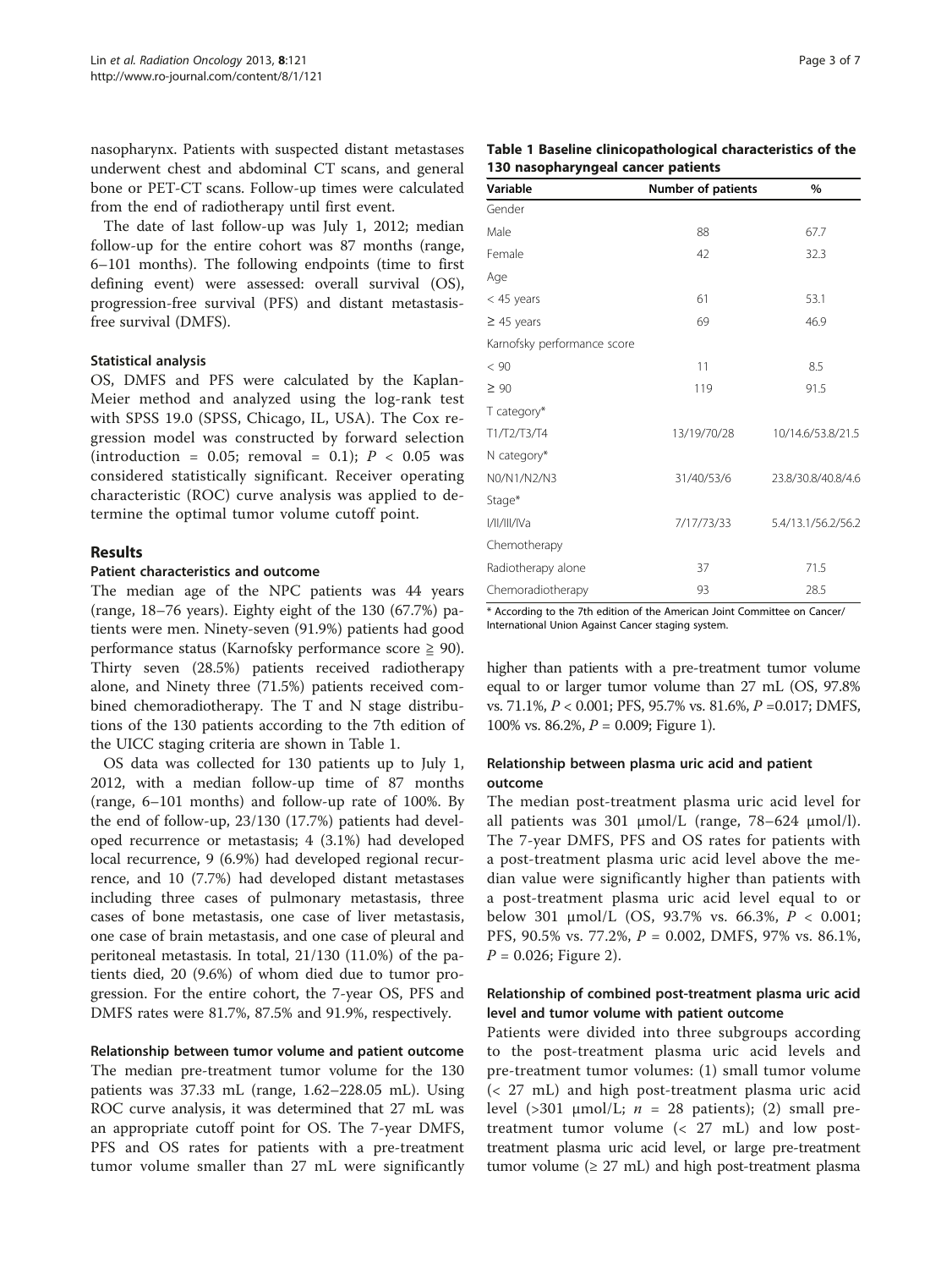nasopharynx. Patients with suspected distant metastases underwent chest and abdominal CT scans, and general bone or PET-CT scans. Follow-up times were calculated from the end of radiotherapy until first event.

The date of last follow-up was July 1, 2012; median follow-up for the entire cohort was 87 months (range, 6–101 months). The following endpoints (time to first defining event) were assessed: overall survival (OS), progression-free survival (PFS) and distant metastasis-free survival (DMFS).

### Statistical analysis

OS, DMFS and PFS were calculated by the Kaplan-Meier method and analyzed using the log-rank test with SPSS 19.0 (SPSS, Chicago, IL, USA). The Cox regression model was constructed by forward selection (introduction = 0.05; removal = 0.1); $P < 0.05$ was considered statistically significant. Receiver operating characteristic (ROC) curve analysis was applied to determine the optimal tumor volume cutoff point.

## Results

### Patient characteristics and outcome

The median age of the NPC patients was 44 years (range, 18–76 years). Eighty eight of the 130 (67.7%) patients were men. Ninety-seven (91.9%) patients had good performance status (Karnofsky performance score ≧ 90). Thirty seven (28.5%) patients received radiotherapy alone, and Ninety three (71.5%) patients received combined chemoradiotherapy. The T and N stage distributions of the 130 patients according to the 7th edition of the UICC staging criteria are shown in Table 1.

OS data was collected for 130 patients up to July 1, 2012, with a median follow-up time of 87 months (range, 6–101 months) and follow-up rate of 100%. By the end of follow-up, 23/130 (17.7%) patients had developed recurrence or metastasis; 4 (3.1%) had developed local recurrence, 9 (6.9%) had developed regional recurrence, and 10 (7.7%) had developed distant metastases including three cases of pulmonary metastasis, three cases of bone metastasis, one case of liver metastasis, one case of brain metastasis, and one case of pleural and peritoneal metastasis. In total, 21/130 (11.0%) of the patients died, 20 (9.6%) of whom died due to tumor progression. For the entire cohort, the 7-year OS, PFS and DMFS rates were 81.7%, 87.5% and 91.9%, respectively.

### Relationship between tumor volume and patient outcome

The median pre-treatment tumor volume for the 130 patients was 37.33 mL (range, 1.62–228.05 mL). Using ROC curve analysis, it was determined that 27 mL was an appropriate cutoff point for OS. The 7-year DMFS, PFS and OS rates for patients with a pre-treatment tumor volume smaller than 27 mL were significantly higher than patients with a pre-treatment tumor volume equal to or larger tumor volume than 27 mL (OS, 97.8% vs. 71.1%, $P < 0.001$; PFS, 95.7% vs. 81.6%, $P = 0.017$; DMFS, 100% vs. 86.2%, $P = 0.009$; Figure 1).

**Table 1 Baseline clinicopathological characteristics of the 130 nasopharyngeal cancer patients**

| Variable | Number of patients | % |
|---|---|---|
| Gender | | |
| Male | 88 | 67.7 |
| Female | 42 | 32.3 |
| Age | | |
| < 45 years | 61 | 53.1 |
| ≥ 45 years | 69 | 46.9 |
| Karnofsky performance score | | |
| < 90 | 11 | 8.5 |
| ≥ 90 | 119 | 91.5 |
| T category* | | |
| T1/T2/T3/T4 | 13/19/70/28 | 10/14.6/53.8/21.5 |
| N category* | | |
| N0/N1/N2/N3 | 31/40/53/6 | 23.8/30.8/40.8/4.6 |
| Stage* | | |
| I/II/III/IVa | 7/17/73/33 | 5.4/13.1/56.2/56.2 |
| Chemotherapy | | |
| Radiotherapy alone | 37 | 71.5 |
| Chemoradiotherapy | 93 | 28.5 |

\* According to the 7th edition of the American Joint Committee on Cancer/ International Union Against Cancer staging system.

### Relationship between plasma uric acid and patient outcome

The median post-treatment plasma uric acid level for all patients was 301 μmol/L (range, 78–624 μmol/l). The 7-year DMFS, PFS and OS rates for patients with a post-treatment plasma uric acid level above the median value were significantly higher than patients with a post-treatment plasma uric acid level equal to or below 301 μmol/L (OS, 93.7% vs. 66.3%, $P < 0.001$; PFS, 90.5% vs. 77.2%, $P = 0.002$, DMFS, 97% vs. 86.1%, $P = 0.026$; Figure 2).

### Relationship of combined post-treatment plasma uric acid level and tumor volume with patient outcome

Patients were divided into three subgroups according to the post-treatment plasma uric acid levels and pre-treatment tumor volumes: (1) small tumor volume (< 27 mL) and high post-treatment plasma uric acid level (>301 μmol/L; $n$ = 28 patients); (2) small pre-treatment tumor volume (< 27 mL) and low post-treatment plasma uric acid level, or large pre-treatment tumor volume (≥ 27 mL) and high post-treatment plasma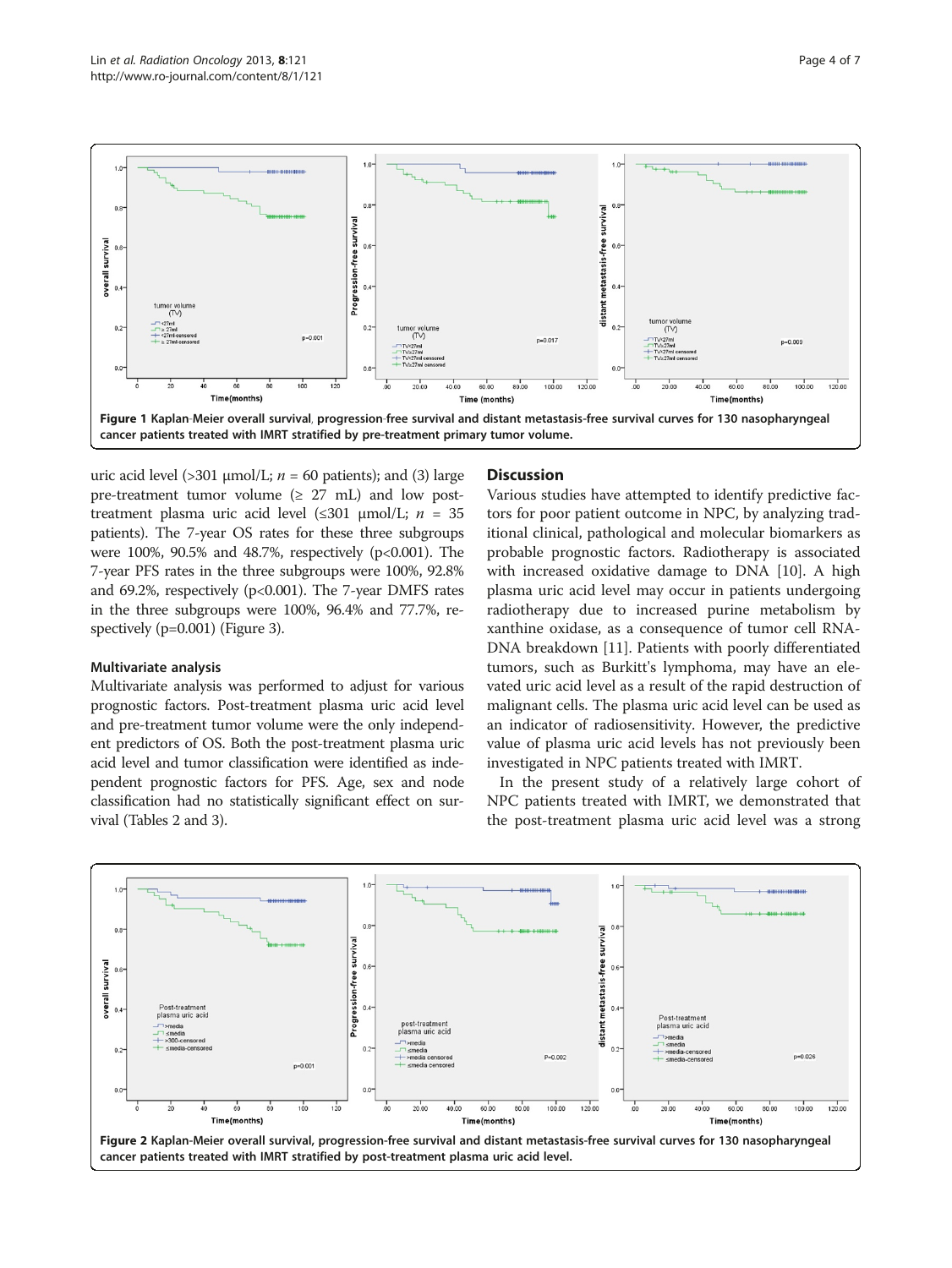Figure 1 Kaplan-Meier overall survival, progression-free survival and distant metastasis-free survival curves for 130 nasopharyngeal cancer patients treated with IMRT stratified by pre-treatment primary tumor volume.

uric acid level (>301 μmol/L; $n$ = 60 patients); and (3) large pre-treatment tumor volume (≥ 27 mL) and low post-treatment plasma uric acid level (≤301 μmol/L; $n$ = 35 patients). The 7-year OS rates for these three subgroups were 100%, 90.5% and 48.7%, respectively (p<0.001). The 7-year PFS rates in the three subgroups were 100%, 92.8% and 69.2%, respectively (p<0.001). The 7-year DMFS rates in the three subgroups were 100%, 96.4% and 77.7%, respectively (p=0.001) (Figure 3).

### Multivariate analysis

Multivariate analysis was performed to adjust for various prognostic factors. Post-treatment plasma uric acid level and pre-treatment tumor volume were the only independent predictors of OS. Both the post-treatment plasma uric acid level and tumor classification were identified as independent prognostic factors for PFS. Age, sex and node classification had no statistically significant effect on survival (Tables 2 and 3).

## Discussion

Various studies have attempted to identify predictive factors for poor patient outcome in NPC, by analyzing traditional clinical, pathological and molecular biomarkers as probable prognostic factors. Radiotherapy is associated with increased oxidative damage to DNA [10]. A high plasma uric acid level may occur in patients undergoing radiotherapy due to increased purine metabolism by xanthine oxidase, as a consequence of tumor cell RNA-DNA breakdown [11]. Patients with poorly differentiated tumors, such as Burkitt's lymphoma, may have an elevated uric acid level as a result of the rapid destruction of malignant cells. The plasma uric acid level can be used as an indicator of radiosensitivity. However, the predictive value of plasma uric acid levels has not previously been investigated in NPC patients treated with IMRT.

In the present study of a relatively large cohort of NPC patients treated with IMRT, we demonstrated that the post-treatment plasma uric acid level was a strong

Figure 2 Kaplan-Meier overall survival, progression-free survival and distant metastasis-free survival curves for 130 nasopharyngeal cancer patients treated with IMRT stratified by post-treatment plasma uric acid level.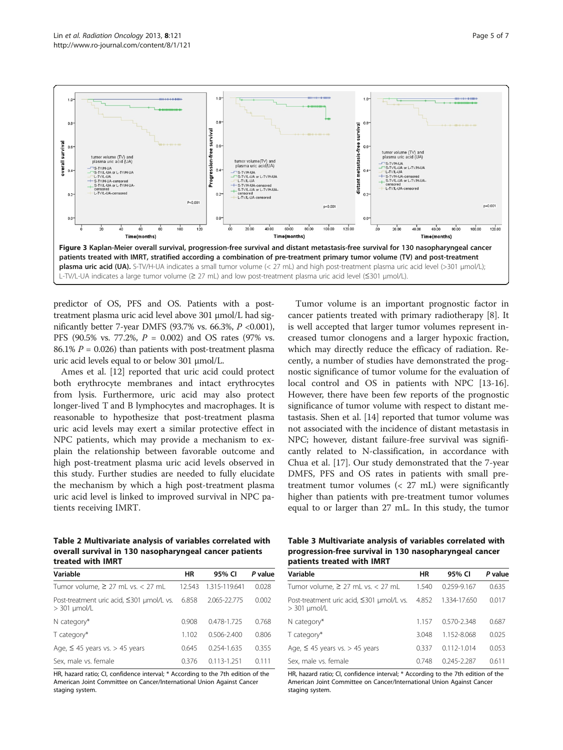**Figure 3 Kaplan-Meier overall survival, progression-free survival and distant metastasis-free survival for 130 nasopharyngeal cancer patients treated with IMRT, stratified according a combination of pre-treatment primary tumor volume (TV) and post-treatment plasma uric acid (UA).** S-TV/H-UA indicates a small tumor volume (< 27 mL) and high post-treatment plasma uric acid level (>301 μmol/L); L-TV/L-UA indicates a large tumor volume (≥ 27 mL) and low post-treatment plasma uric acid level (≤301 μmol/L).

predictor of OS, PFS and OS. Patients with a post-treatment plasma uric acid level above 301 μmol/L had significantly better 7-year DMFS (93.7% vs. 66.3%, $P$ <0.001), PFS (90.5% vs. 77.2%, $P$ = 0.002) and OS rates (97% vs. 86.1% $P$ = 0.026) than patients with post-treatment plasma uric acid levels equal to or below 301 μmol/L.

Ames et al. [12] reported that uric acid could protect both erythrocyte membranes and intact erythrocytes from lysis. Furthermore, uric acid may also protect longer-lived T and B lymphocytes and macrophages. It is reasonable to hypothesize that post-treatment plasma uric acid levels may exert a similar protective effect in NPC patients, which may provide a mechanism to explain the relationship between favorable outcome and high post-treatment plasma uric acid levels observed in this study. Further studies are needed to fully elucidate the mechanism by which a high post-treatment plasma uric acid level is linked to improved survival in NPC patients receiving IMRT.

Tumor volume is an important prognostic factor in cancer patients treated with primary radiotherapy [8]. It is well accepted that larger tumor volumes represent increased tumor clonogens and a larger hypoxic fraction, which may directly reduce the efficacy of radiation. Recently, a number of studies have demonstrated the prognostic significance of tumor volume for the evaluation of local control and OS in patients with NPC [13-16]. However, there have been few reports of the prognostic significance of tumor volume with respect to distant metastasis. Shen et al. [14] reported that tumor volume was not associated with the incidence of distant metastasis in NPC; however, distant failure-free survival was significantly related to N-classification, in accordance with Chua et al. [17]. Our study demonstrated that the 7-year DMFS, PFS and OS rates in patients with small pre-treatment tumor volumes (< 27 mL) were significantly higher than patients with pre-treatment tumor volumes equal to or larger than 27 mL. In this study, the tumor

**Table 2 Multivariate analysis of variables correlated with overall survival in 130 nasopharyngeal cancer patients treated with IMRT**

| Variable | HR | 95% CI | P value |
|---|---|---|---|
| Tumor volume, ≥ 27 mL vs. < 27 mL | 12.543 | 1.315-119.641 | 0.028 |
| Post-treatment uric acid, ≤301 μmol/L vs. > 301 μmol/L | 6.858 | 2.065-22.775 | 0.002 |
| N category* | 0.908 | 0.478-1.725 | 0.768 |
| T category* | 1.102 | 0.506-2.400 | 0.806 |
| Age, ≤ 45 years vs. > 45 years | 0.645 | 0.254-1.635 | 0.355 |
| Sex, male vs. female | 0.376 | 0.113-1.251 | 0.111 |

HR, hazard ratio; CI, confidence interval; * According to the 7th edition of the American Joint Committee on Cancer/International Union Against Cancer staging system.

**Table 3 Multivariate analysis of variables correlated with progression-free survival in 130 nasopharyngeal cancer patients treated with IMRT**

| Variable | HR | 95% CI | P value |
|---|---|---|---|
| Tumor volume, ≥ 27 mL vs. < 27 mL | 1.540 | 0.259-9.167 | 0.635 |
| Post-treatment uric acid, ≤301 μmol/L vs. > 301 μmol/L | 4.852 | 1.334-17.650 | 0.017 |
| N category* | 1.157 | 0.570-2.348 | 0.687 |
| T category* | 3.048 | 1.152-8.068 | 0.025 |
| Age, ≤ 45 years vs. > 45 years | 0.337 | 0.112-1.014 | 0.053 |
| Sex, male vs. female | 0.748 | 0.245-2.287 | 0.611 |

HR, hazard ratio; CI, confidence interval; * According to the 7th edition of the American Joint Committee on Cancer/International Union Against Cancer staging system.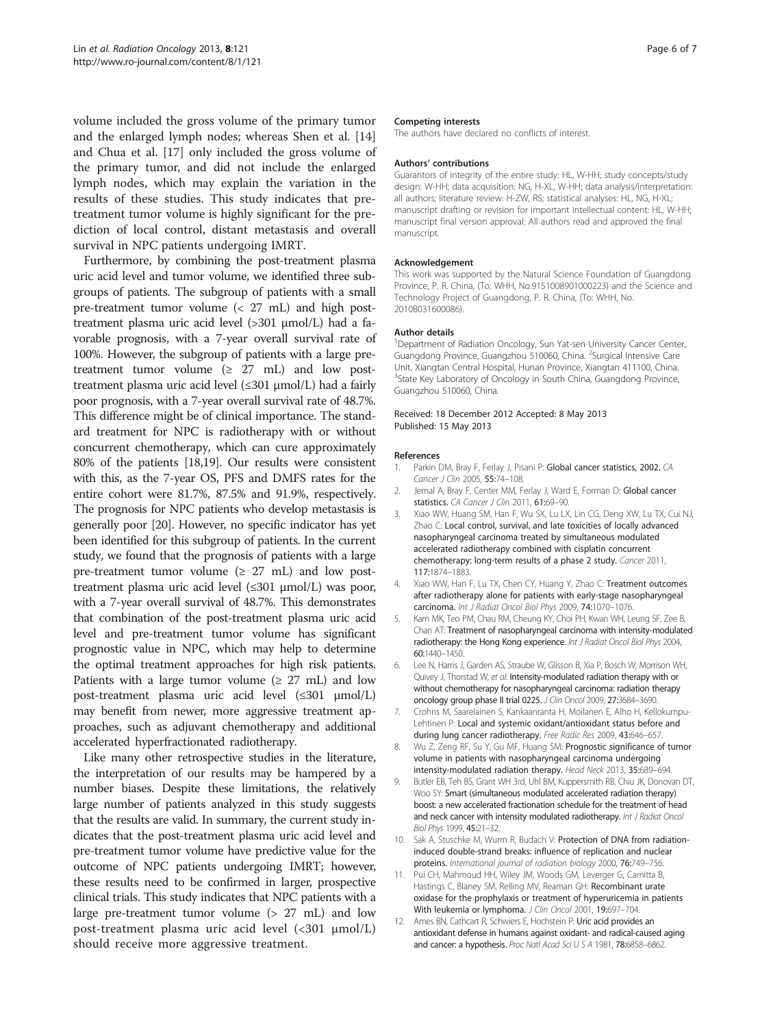volume included the gross volume of the primary tumor and the enlarged lymph nodes; whereas Shen et al. [14] and Chua et al. [17] only included the gross volume of the primary tumor, and did not include the enlarged lymph nodes, which may explain the variation in the results of these studies. This study indicates that pre-treatment tumor volume is highly significant for the prediction of local control, distant metastasis and overall survival in NPC patients undergoing IMRT.

Furthermore, by combining the post-treatment plasma uric acid level and tumor volume, we identified three subgroups of patients. The subgroup of patients with a small pre-treatment tumor volume (< 27 mL) and high post-treatment plasma uric acid level (>301 μmol/L) had a favorable prognosis, with a 7-year overall survival rate of 100%. However, the subgroup of patients with a large pre-treatment tumor volume (≥ 27 mL) and low post-treatment plasma uric acid level (≤301 μmol/L) had a fairly poor prognosis, with a 7-year overall survival rate of 48.7%. This difference might be of clinical importance. The standard treatment for NPC is radiotherapy with or without concurrent chemotherapy, which can cure approximately 80% of the patients [18,19]. Our results were consistent with this, as the 7-year OS, PFS and DMFS rates for the entire cohort were 81.7%, 87.5% and 91.9%, respectively. The prognosis for NPC patients who develop metastasis is generally poor [20]. However, no specific indicator has yet been identified for this subgroup of patients. In the current study, we found that the prognosis of patients with a large pre-treatment tumor volume (≥ 27 mL) and low post-treatment plasma uric acid level (≤301 μmol/L) was poor, with a 7-year overall survival of 48.7%. This demonstrates that combination of the post-treatment plasma uric acid level and pre-treatment tumor volume has significant prognostic value in NPC, which may help to determine the optimal treatment approaches for high risk patients. Patients with a large tumor volume (≥ 27 mL) and low post-treatment plasma uric acid level (≤301 μmol/L) may benefit from newer, more aggressive treatment approaches, such as adjuvant chemotherapy and additional accelerated hyperfractionated radiotherapy.

Like many other retrospective studies in the literature, the interpretation of our results may be hampered by a number biases. Despite these limitations, the relatively large number of patients analyzed in this study suggests that the results are valid. In summary, the current study indicates that the post-treatment plasma uric acid level and pre-treatment tumor volume have predictive value for the outcome of NPC patients undergoing IMRT; however, these results need to be confirmed in larger, prospective clinical trials. This study indicates that NPC patients with a large pre-treatment tumor volume (> 27 mL) and low post-treatment plasma uric acid level (<301 μmol/L) should receive more aggressive treatment.

#### Competing interests
The authors have declared no conflicts of interest.

#### Authors' contributions
Guarantors of integrity of the entire study: HL, W-HH; study concepts/study design: W-HH; data acquisition: NG, H-XL, W-HH; data analysis/interpretation: all authors; literature review: H-ZW, RS; statistical analyses: HL, NG, H-XL; manuscript drafting or revision for important intellectual content: HL, W-HH; manuscript final version approval: All authors read and approved the final manuscript.

#### Acknowledgement
This work was supported by the Natural Science Foundation of Guangdong Province, P. R. China, (To: WHH, No.9151008901000223) and the Science and Technology Project of Guangdong, P. R. China, (To: WHH, No. 2010B031600086).

#### Author details
[1]Department of Radiation Oncology, Sun Yat-sen University Cancer Center, Guangdong Province, Guangzhou 510060, China. [2]Surgical Intensive Care Unit, Xiangtan Central Hospital, Hunan Province, Xiangtan 411100, China. [3]State Key Laboratory of Oncology in South China, Guangdong Province, Guangzhou 510060, China.

Received: 18 December 2012 Accepted: 8 May 2013
Published: 15 May 2013

#### References
1. Parkin DM, Bray F, Ferlay J, Pisani P: **Global cancer statistics, 2002.** *CA Cancer J Clin* 2005, **55:**74–108.
2. Jemal A, Bray F, Center MM, Ferlay J, Ward E, Forman D: **Global cancer statistics.** *CA Cancer J Clin* 2011, **61:**69–90.
3. Xiao WW, Huang SM, Han F, Wu SX, Lu LX, Lin CG, Deng XW, Lu TX, Cui NJ, Zhao C: **Local control, survival, and late toxicities of locally advanced nasopharyngeal carcinoma treated by simultaneous modulated accelerated radiotherapy combined with cisplatin concurrent chemotherapy: long-term results of a phase 2 study.** *Cancer* 2011, **117:**1874–1883.
4. Xiao WW, Han F, Lu TX, Chen CY, Huang Y, Zhao C: **Treatment outcomes after radiotherapy alone for patients with early-stage nasopharyngeal carcinoma.** *Int J Radiat Oncol Biol Phys* 2009, **74:**1070–1076.
5. Kam MK, Teo PM, Chau RM, Cheung KY, Choi PH, Kwan WH, Leung SF, Zee B, Chan AT: **Treatment of nasopharyngeal carcinoma with intensity-modulated radiotherapy: the Hong Kong experience.** *Int J Radiat Oncol Biol Phys* 2004, **60:**1440–1450.
6. Lee N, Harris J, Garden AS, Straube W, Glisson B, Xia P, Bosch W, Morrison WH, Quivey J, Thorstad W, *et al*: **Intensity-modulated radiation therapy with or without chemotherapy for nasopharyngeal carcinoma: radiation therapy oncology group phase II trial 0225.** *J Clin Oncol* 2009, **27:**3684–3690.
7. Crohns M, Saarelainen S, Kankaanranta H, Moilanen E, Alho H, Kellokumpu-Lehtinen P: **Local and systemic oxidant/antioxidant status before and during lung cancer radiotherapy.** *Free Radic Res* 2009, **43:**646–657.
8. Wu Z, Zeng RF, Su Y, Gu MF, Huang SM: **Prognostic significance of tumor volume in patients with nasopharyngeal carcinoma undergoing intensity-modulated radiation therapy.** *Head Neck* 2013, **35:**689–694.
9. Butler EB, Teh BS, Grant WH 3rd, Uhl BM, Kuppersmith RB, Chiu JK, Donovan DT, Woo SY: **Smart (simultaneous modulated accelerated radiation therapy) boost: a new accelerated fractionation schedule for the treatment of head and neck cancer with intensity modulated radiotherapy.** *Int J Radiat Oncol Biol Phys* 1999, **45:**21–32.
10. Sak A, Stuschke M, Wurm R, Budach V: **Protection of DNA from radiation-induced double-strand breaks: influence of replication and nuclear proteins.** *International journal of radiation biology* 2000, **76:**749–756.
11. Pui CH, Mahmoud HH, Wiley JM, Woods GM, Leverger G, Camitta B, Hastings C, Blaney SM, Relling MV, Reaman GH: **Recombinant urate oxidase for the prophylaxis or treatment of hyperuricemia in patients With leukemia or lymphoma.** *J Clin Oncol* 2001, **19:**697–704.
12. Ames BN, Cathcart R, Schwiers E, Hochstein P: **Uric acid provides an antioxidant defense in humans against oxidant- and radical-caused aging and cancer: a hypothesis.** *Proc Natl Acad Sci U S A* 1981, **78:**6858–6862.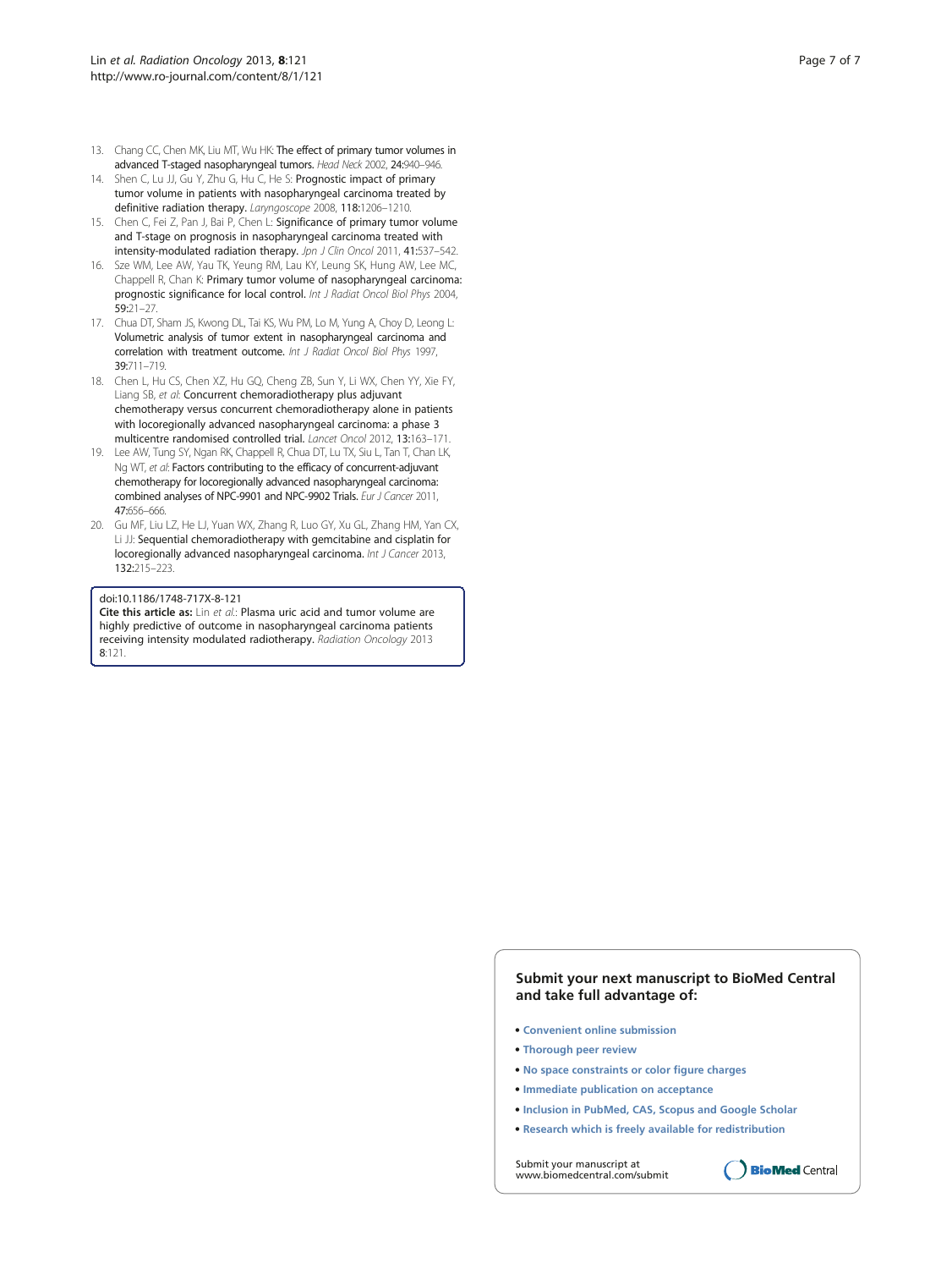13. Chang CC, Chen MK, Liu MT, Wu HK: **The effect of primary tumor volumes in advanced T-staged nasopharyngeal tumors.** *Head Neck* 2002, **24:**940–946.
14. Shen C, Lu JJ, Gu Y, Zhu G, Hu C, He S: **Prognostic impact of primary tumor volume in patients with nasopharyngeal carcinoma treated by definitive radiation therapy.** *Laryngoscope* 2008, **118:**1206–1210.
15. Chen C, Fei Z, Pan J, Bai P, Chen L: **Significance of primary tumor volume and T-stage on prognosis in nasopharyngeal carcinoma treated with intensity-modulated radiation therapy.** *Jpn J Clin Oncol* 2011, **41:**537–542.
16. Sze WM, Lee AW, Yau TK, Yeung RM, Lau KY, Leung SK, Hung AW, Lee MC, Chappell R, Chan K: **Primary tumor volume of nasopharyngeal carcinoma: prognostic significance for local control.** *Int J Radiat Oncol Biol Phys* 2004, **59:**21–27.
17. Chua DT, Sham JS, Kwong DL, Tai KS, Wu PM, Lo M, Yung A, Choy D, Leong L: **Volumetric analysis of tumor extent in nasopharyngeal carcinoma and correlation with treatment outcome.** *Int J Radiat Oncol Biol Phys* 1997, **39:**711–719.
18. Chen L, Hu CS, Chen XZ, Hu GQ, Cheng ZB, Sun Y, Li WX, Chen YY, Xie FY, Liang SB, *et al*: **Concurrent chemoradiotherapy plus adjuvant chemotherapy versus concurrent chemoradiotherapy alone in patients with locoregionally advanced nasopharyngeal carcinoma: a phase 3 multicentre randomised controlled trial.** *Lancet Oncol* 2012, **13:**163–171.
19. Lee AW, Tung SY, Ngan RK, Chappell R, Chua DT, Lu TX, Siu L, Tan T, Chan LK, Ng WT, *et al*: **Factors contributing to the efficacy of concurrent-adjuvant chemotherapy for locoregionally advanced nasopharyngeal carcinoma: combined analyses of NPC-9901 and NPC-9902 Trials.** *Eur J Cancer* 2011, **47:**656–666.
20. Gu MF, Liu LZ, He LJ, Yuan WX, Zhang R, Luo GY, Xu GL, Zhang HM, Yan CX, Li JJ: **Sequential chemoradiotherapy with gemcitabine and cisplatin for locoregionally advanced nasopharyngeal carcinoma.** *Int J Cancer* 2013, **132:**215–223.

doi:10.1186/1748-717X-8-121
**Cite this article as:** Lin *et al.*: Plasma uric acid and tumor volume are highly predictive of outcome in nasopharyngeal carcinoma patients receiving intensity modulated radiotherapy. *Radiation Oncology* 2013 **8**:121.

**Submit your next manuscript to BioMed Central and take full advantage of:**

- **Convenient online submission**
- **Thorough peer review**
- **No space constraints or color figure charges**
- **Immediate publication on acceptance**
- **Inclusion in PubMed, CAS, Scopus and Google Scholar**
- **Research which is freely available for redistribution**

Submit your manuscript at
www.biomedcentral.com/submit

BioMed Central